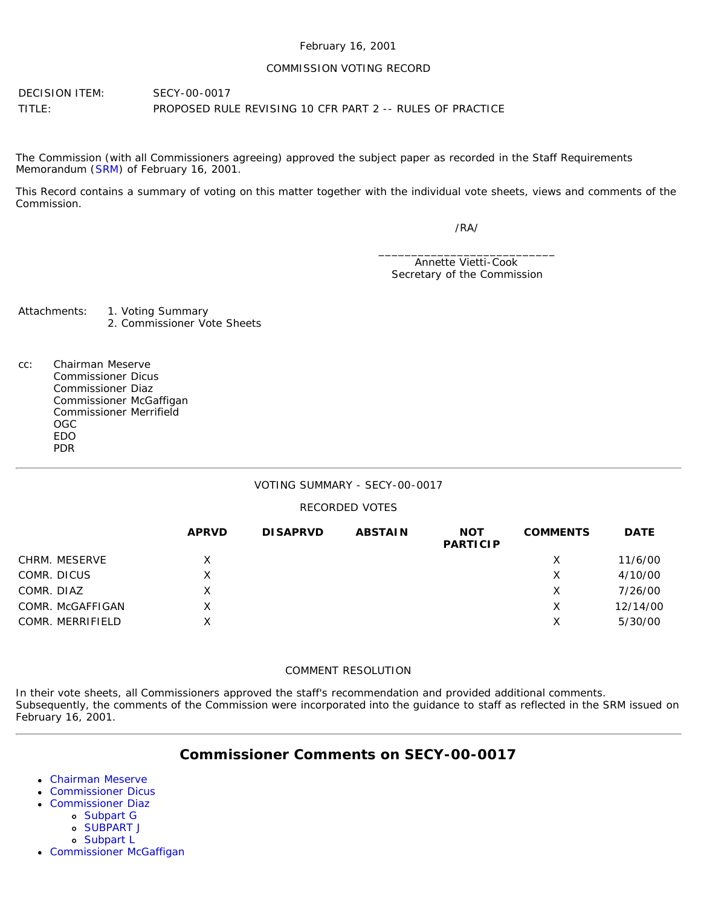February 16, 2001

COMMISSION VOTING RECORD

DECISION ITEM: SECY-00-0017

TITLE: PROPOSED RULE REVISING 10 CFR PART 2 -- RULES OF PRACTICE

The Commission (with all Commissioners agreeing) approved the subject paper as recorded in the Staff Requirements Memorandum (SRM) of February 16, 2001.

This Record contains a summary of voting on this matter together with the individual vote sheets, views and comments of the Commission.

/RA/

\_\_\_\_\_\_\_\_\_\_\_\_\_\_\_\_\_\_\_\_\_\_\_\_\_\_\_\_
Annette Vietti-Cook
Secretary of the Commission

Attachments:
1. Voting Summary
2. Commissioner Vote Sheets

cc:
Chairman Meserve
Commissioner Dicus
Commissioner Diaz
Commissioner McGaffigan
Commissioner Merrifield
OGC
EDO
PDR

---

VOTING SUMMARY - SECY-00-0017

RECORDED VOTES

| | APRVD | DISAPRVD | ABSTAIN | NOT PARTICIP | COMMENTS | DATE |
|---|---|---|---|---|---|---|
| CHRM. MESERVE | X | | | | X | 11/6/00 |
| COMR. DICUS | X | | | | X | 4/10/00 |
| COMR. DIAZ | X | | | | X | 7/26/00 |
| COMR. McGAFFIGAN | X | | | | X | 12/14/00 |
| COMR. MERRIFIELD | X | | | | X | 5/30/00 |

COMMENT RESOLUTION

In their vote sheets, all Commissioners approved the staff's recommendation and provided additional comments. Subsequently, the comments of the Commission were incorporated into the guidance to staff as reflected in the SRM issued on February 16, 2001.

---

## Commissioner Comments on SECY-00-0017

- Chairman Meserve
- Commissioner Dicus
- Commissioner Diaz
  - Subpart G
  - SUBPART J
  - Subpart L
- Commissioner McGaffigan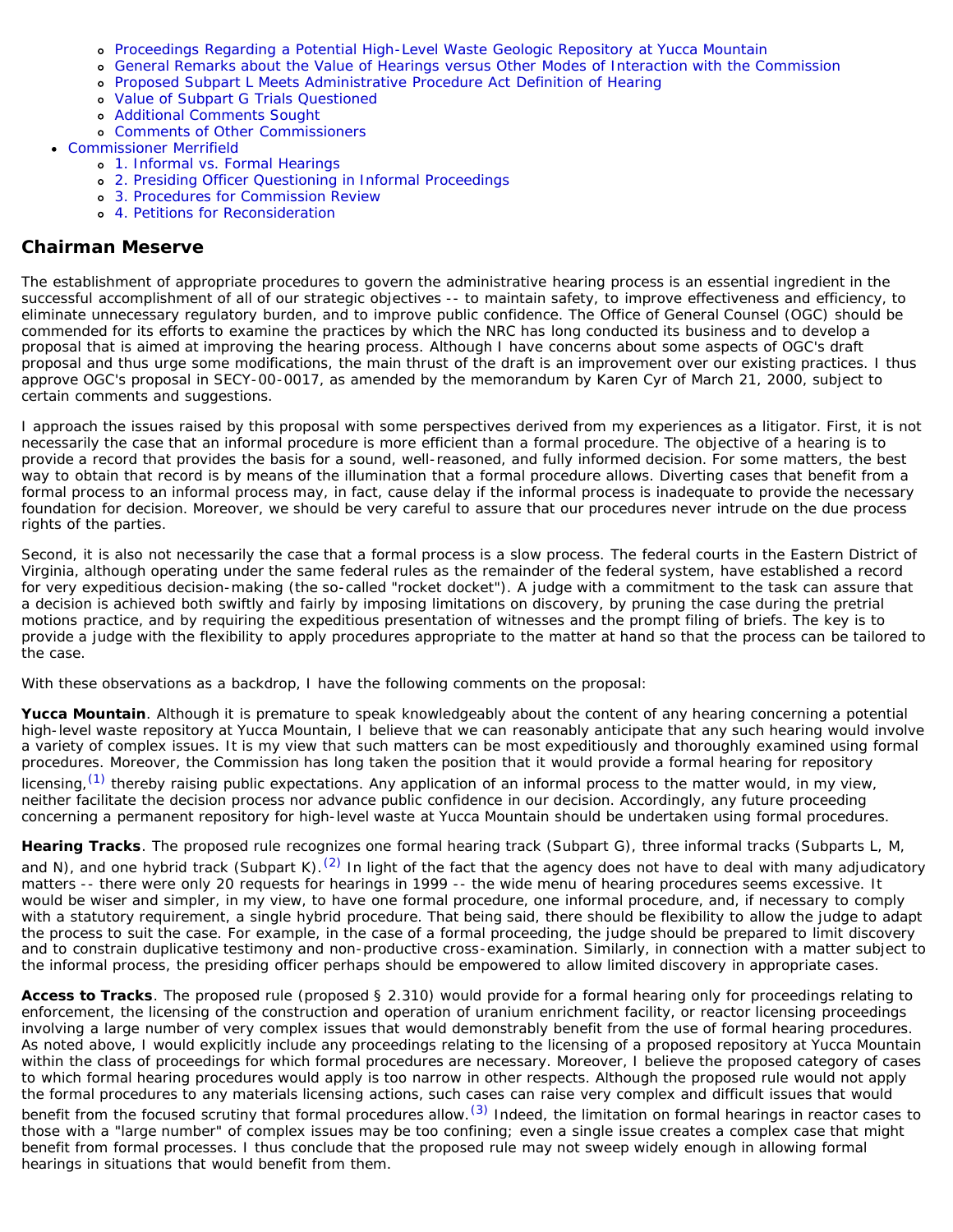- Proceedings Regarding a Potential High-Level Waste Geologic Repository at Yucca Mountain
    - General Remarks about the Value of Hearings versus Other Modes of Interaction with the Commission
    - Proposed Subpart L Meets Administrative Procedure Act Definition of Hearing
    - Value of Subpart G Trials Questioned
    - Additional Comments Sought
    - Comments of Other Commissioners
- Commissioner Merrifield
    - 1. Informal vs. Formal Hearings
    - 2. Presiding Officer Questioning in Informal Proceedings
    - 3. Procedures for Commission Review
    - 4. Petitions for Reconsideration

## Chairman Meserve

The establishment of appropriate procedures to govern the administrative hearing process is an essential ingredient in the successful accomplishment of all of our strategic objectives -- to maintain safety, to improve effectiveness and efficiency, to eliminate unnecessary regulatory burden, and to improve public confidence. The Office of General Counsel (OGC) should be commended for its efforts to examine the practices by which the NRC has long conducted its business and to develop a proposal that is aimed at improving the hearing process. Although I have concerns about some aspects of OGC's draft proposal and thus urge some modifications, the main thrust of the draft is an improvement over our existing practices. I thus approve OGC's proposal in SECY-00-0017, as amended by the memorandum by Karen Cyr of March 21, 2000, subject to certain comments and suggestions.

I approach the issues raised by this proposal with some perspectives derived from my experiences as a litigator. First, it is not necessarily the case that an informal procedure is more efficient than a formal procedure. The objective of a hearing is to provide a record that provides the basis for a sound, well-reasoned, and fully informed decision. For some matters, the best way to obtain that record is by means of the illumination that a formal procedure allows. Diverting cases that benefit from a formal process to an informal process may, in fact, cause delay if the informal process is inadequate to provide the necessary foundation for decision. Moreover, we should be very careful to assure that our procedures never intrude on the due process rights of the parties.

Second, it is also not necessarily the case that a formal process is a slow process. The federal courts in the Eastern District of Virginia, although operating under the same federal rules as the remainder of the federal system, have established a record for very expeditious decision-making (the so-called "rocket docket"). A judge with a commitment to the task can assure that a decision is achieved both swiftly and fairly by imposing limitations on discovery, by pruning the case during the pretrial motions practice, and by requiring the expeditious presentation of witnesses and the prompt filing of briefs. The key is to provide a judge with the flexibility to apply procedures appropriate to the matter at hand so that the process can be tailored to the case.

With these observations as a backdrop, I have the following comments on the proposal:

**Yucca Mountain**. Although it is premature to speak knowledgeably about the content of any hearing concerning a potential high-level waste repository at Yucca Mountain, I believe that we can reasonably anticipate that any such hearing would involve a variety of complex issues. It is my view that such matters can be most expeditiously and thoroughly examined using formal procedures. Moreover, the Commission has long taken the position that it would provide a formal hearing for repository licensing,[(1)] thereby raising public expectations. Any application of an informal process to the matter would, in my view, neither facilitate the decision process nor advance public confidence in our decision. Accordingly, any future proceeding concerning a permanent repository for high-level waste at Yucca Mountain should be undertaken using formal procedures.

**Hearing Tracks**. The proposed rule recognizes one formal hearing track (Subpart G), three informal tracks (Subparts L, M, and N), and one hybrid track (Subpart K).[(2)] In light of the fact that the agency does not have to deal with many adjudicatory matters -- there were only 20 requests for hearings in 1999 -- the wide menu of hearing procedures seems excessive. It would be wiser and simpler, in my view, to have one formal procedure, one informal procedure, and, if necessary to comply with a statutory requirement, a single hybrid procedure. That being said, there should be flexibility to allow the judge to adapt the process to suit the case. For example, in the case of a formal proceeding, the judge should be prepared to limit discovery and to constrain duplicative testimony and non-productive cross-examination. Similarly, in connection with a matter subject to the informal process, the presiding officer perhaps should be empowered to allow limited discovery in appropriate cases.

**Access to Tracks**. The proposed rule (proposed § 2.310) would provide for a formal hearing only for proceedings relating to enforcement, the licensing of the construction and operation of uranium enrichment facility, or reactor licensing proceedings involving a large number of very complex issues that would demonstrably benefit from the use of formal hearing procedures. As noted above, I would explicitly include any proceedings relating to the licensing of a proposed repository at Yucca Mountain within the class of proceedings for which formal procedures are necessary. Moreover, I believe the proposed category of cases to which formal hearing procedures would apply is too narrow in other respects. Although the proposed rule would not apply the formal procedures to any materials licensing actions, such cases can raise very complex and difficult issues that would benefit from the focused scrutiny that formal procedures allow.[(3)] Indeed, the limitation on formal hearings in reactor cases to those with a "large number" of complex issues may be too confining; even a single issue creates a complex case that might benefit from formal processes. I thus conclude that the proposed rule may not sweep widely enough in allowing formal hearings in situations that would benefit from them.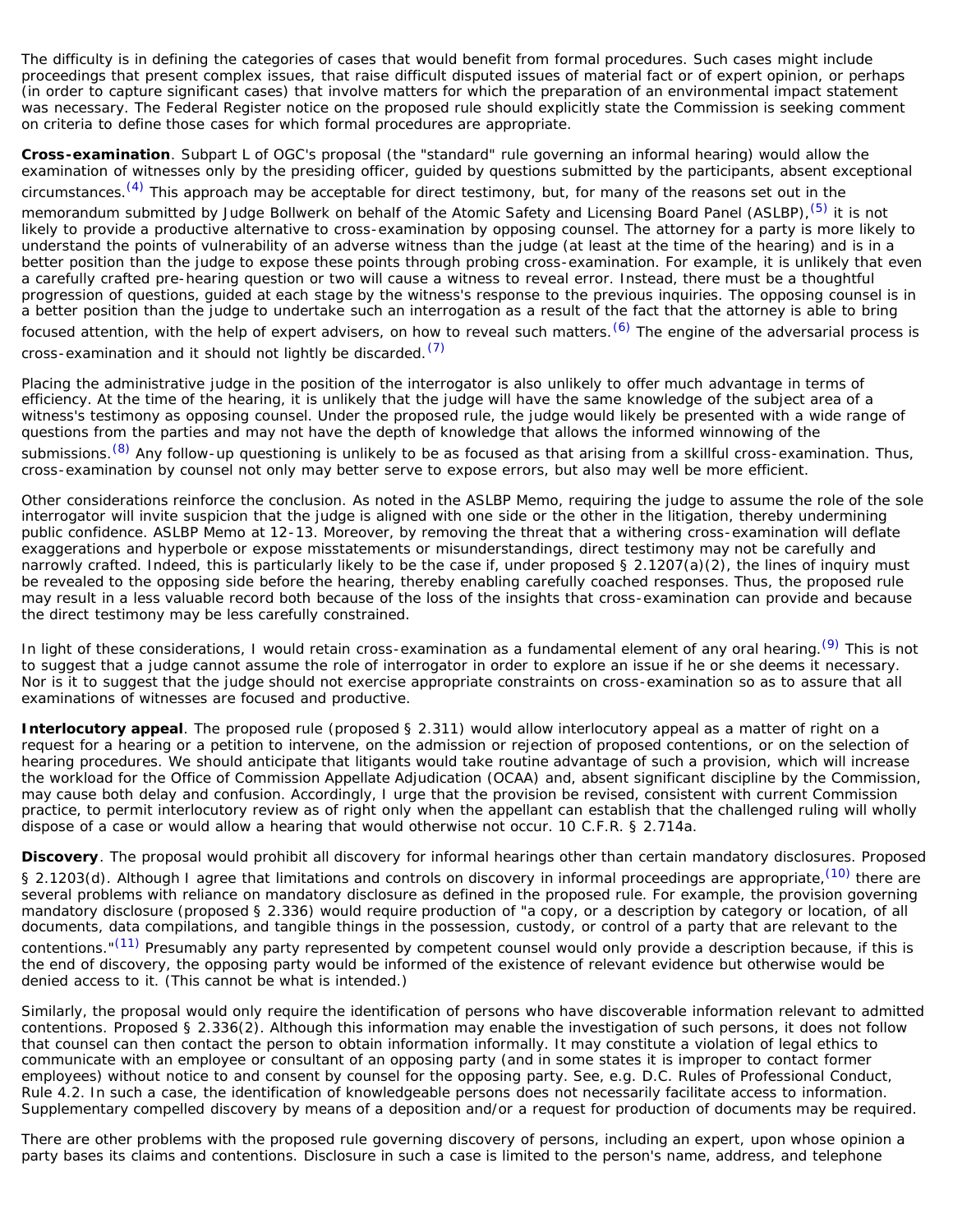The difficulty is in defining the categories of cases that would benefit from formal procedures. Such cases might include proceedings that present complex issues, that raise difficult disputed issues of material fact or of expert opinion, or perhaps (in order to capture significant cases) that involve matters for which the preparation of an environmental impact statement was necessary. The Federal Register notice on the proposed rule should explicitly state the Commission is seeking comment on criteria to define those cases for which formal procedures are appropriate.

**Cross-examination**. Subpart L of OGC's proposal (the "standard" rule governing an informal hearing) would allow the examination of witnesses only by the presiding officer, guided by questions submitted by the participants, absent exceptional circumstances.[(4)] This approach may be acceptable for direct testimony, but, for many of the reasons set out in the memorandum submitted by Judge Bollwerk on behalf of the Atomic Safety and Licensing Board Panel (ASLBP),[(5)] it is not likely to provide a productive alternative to cross-examination by opposing counsel. The attorney for a party is more likely to understand the points of vulnerability of an adverse witness than the judge (at least at the time of the hearing) and is in a better position than the judge to expose these points through probing cross-examination. For example, it is unlikely that even a carefully crafted pre-hearing question or two will cause a witness to reveal error. Instead, there must be a thoughtful progression of questions, guided at each stage by the witness's response to the previous inquiries. The opposing counsel is in a better position than the judge to undertake such an interrogation as a result of the fact that the attorney is able to bring focused attention, with the help of expert advisers, on how to reveal such matters.[(6)] The engine of the adversarial process is cross-examination and it should not lightly be discarded.[(7)]

Placing the administrative judge in the position of the interrogator is also unlikely to offer much advantage in terms of efficiency. At the time of the hearing, it is unlikely that the judge will have the same knowledge of the subject area of a witness's testimony as opposing counsel. Under the proposed rule, the judge would likely be presented with a wide range of questions from the parties and may not have the depth of knowledge that allows the informed winnowing of the submissions.[(8)] Any follow-up questioning is unlikely to be as focused as that arising from a skillful cross-examination. Thus, cross-examination by counsel not only may better serve to expose errors, but also may well be more efficient.

Other considerations reinforce the conclusion. As noted in the ASLBP Memo, requiring the judge to assume the role of the sole interrogator will invite suspicion that the judge is aligned with one side or the other in the litigation, thereby undermining public confidence. ASLBP Memo at 12-13. Moreover, by removing the threat that a withering cross-examination will deflate exaggerations and hyperbole or expose misstatements or misunderstandings, direct testimony may not be carefully and narrowly crafted. Indeed, this is particularly likely to be the case if, under proposed § 2.1207(a)(2), the lines of inquiry must be revealed to the opposing side before the hearing, thereby enabling carefully coached responses. Thus, the proposed rule may result in a less valuable record both because of the loss of the insights that cross-examination can provide and because the direct testimony may be less carefully constrained.

In light of these considerations, I would retain cross-examination as a fundamental element of any oral hearing.[(9)] This is not to suggest that a judge cannot assume the role of interrogator in order to explore an issue if he or she deems it necessary. Nor is it to suggest that the judge should not exercise appropriate constraints on cross-examination so as to assure that all examinations of witnesses are focused and productive.

**Interlocutory appeal**. The proposed rule (proposed § 2.311) would allow interlocutory appeal as a matter of right on a request for a hearing or a petition to intervene, on the admission or rejection of proposed contentions, or on the selection of hearing procedures. We should anticipate that litigants would take routine advantage of such a provision, which will increase the workload for the Office of Commission Appellate Adjudication (OCAA) and, absent significant discipline by the Commission, may cause both delay and confusion. Accordingly, I urge that the provision be revised, consistent with current Commission practice, to permit interlocutory review as of right only when the appellant can establish that the challenged ruling will wholly dispose of a case or would allow a hearing that would otherwise not occur. 10 C.F.R. § 2.714a.

**Discovery**. The proposal would prohibit all discovery for informal hearings other than certain mandatory disclosures. Proposed § 2.1203(d). Although I agree that limitations and controls on discovery in informal proceedings are appropriate,[(10)] there are several problems with reliance on mandatory disclosure as defined in the proposed rule. For example, the provision governing mandatory disclosure (proposed § 2.336) would require production of "a copy, or a description by category or location, of all documents, data compilations, and tangible things in the possession, custody, or control of a party that are relevant to the contentions."[(11)] Presumably any party represented by competent counsel would only provide a description because, if this is the end of discovery, the opposing party would be informed of the existence of relevant evidence but otherwise would be denied access to it. (This cannot be what is intended.)

Similarly, the proposal would only require the identification of persons who have discoverable information relevant to admitted contentions. Proposed § 2.336(2). Although this information may enable the investigation of such persons, it does not follow that counsel can then contact the person to obtain information informally. It may constitute a violation of legal ethics to communicate with an employee or consultant of an opposing party (and in some states it is improper to contact former employees) without notice to and consent by counsel for the opposing party. See, e.g. D.C. Rules of Professional Conduct, Rule 4.2. In such a case, the identification of knowledgeable persons does not necessarily facilitate access to information. Supplementary compelled discovery by means of a deposition and/or a request for production of documents may be required.

There are other problems with the proposed rule governing discovery of persons, including an expert, upon whose opinion a party bases its claims and contentions. Disclosure in such a case is limited to the person's name, address, and telephone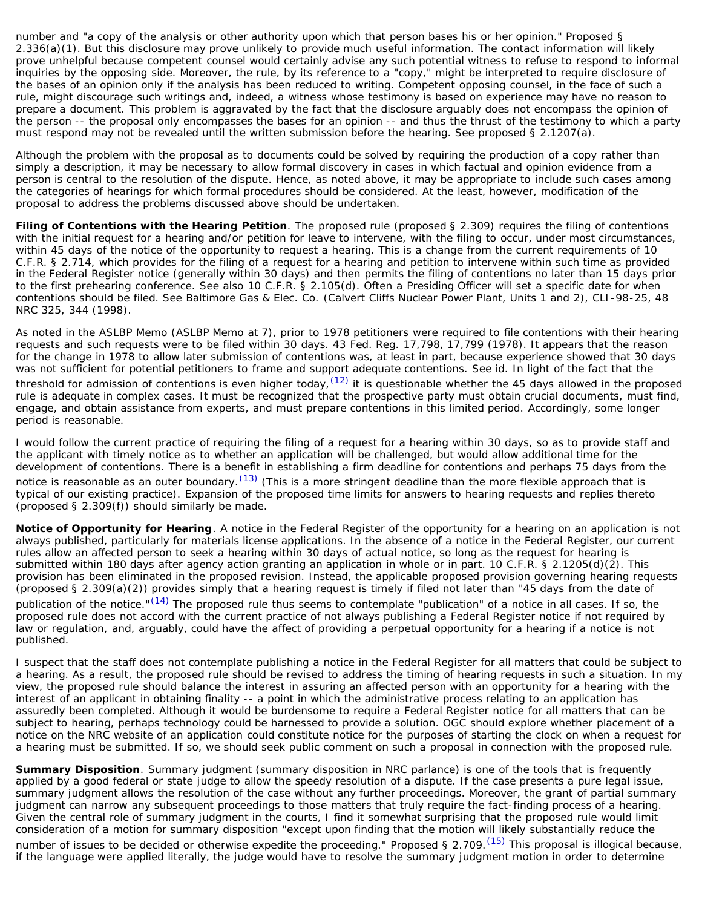number and "a copy of the analysis or other authority upon which that person bases his or her opinion." Proposed § 2.336(a)(1). But this disclosure may prove unlikely to provide much useful information. The contact information will likely prove unhelpful because competent counsel would certainly advise any such potential witness to refuse to respond to informal inquiries by the opposing side. Moreover, the rule, by its reference to a "copy," might be interpreted to require disclosure of the bases of an opinion only if the analysis has been reduced to writing. Competent opposing counsel, in the face of such a rule, might discourage such writings and, indeed, a witness whose testimony is based on experience may have no reason to prepare a document. This problem is aggravated by the fact that the disclosure arguably does not encompass the opinion of the person -- the proposal only encompasses the bases for an opinion -- and thus the thrust of the testimony to which a party must respond may not be revealed until the written submission before the hearing. See proposed § 2.1207(a).

Although the problem with the proposal as to documents could be solved by requiring the production of a copy rather than simply a description, it may be necessary to allow formal discovery in cases in which factual and opinion evidence from a person is central to the resolution of the dispute. Hence, as noted above, it may be appropriate to include such cases among the categories of hearings for which formal procedures should be considered. At the least, however, modification of the proposal to address the problems discussed above should be undertaken.

**Filing of Contentions with the Hearing Petition**. The proposed rule (proposed § 2.309) requires the filing of contentions with the initial request for a hearing and/or petition for leave to intervene, with the filing to occur, under most circumstances, within 45 days of the notice of the opportunity to request a hearing. This is a change from the current requirements of 10 C.F.R. § 2.714, which provides for the filing of a request for a hearing and petition to intervene within such time as provided in the Federal Register notice (generally within 30 days) and then permits the filing of contentions no later than 15 days prior to the first prehearing conference. See also 10 C.F.R. § 2.105(d). Often a Presiding Officer will set a specific date for when contentions should be filed. See Baltimore Gas & Elec. Co. (Calvert Cliffs Nuclear Power Plant, Units 1 and 2), CLI-98-25, 48 NRC 325, 344 (1998).

As noted in the ASLBP Memo (ASLBP Memo at 7), prior to 1978 petitioners were required to file contentions with their hearing requests and such requests were to be filed within 30 days. 43 Fed. Reg. 17,798, 17,799 (1978). It appears that the reason for the change in 1978 to allow later submission of contentions was, at least in part, because experience showed that 30 days was not sufficient for potential petitioners to frame and support adequate contentions. See id. In light of the fact that the threshold for admission of contentions is even higher today,[(12)] it is questionable whether the 45 days allowed in the proposed rule is adequate in complex cases. It must be recognized that the prospective party must obtain crucial documents, must find, engage, and obtain assistance from experts, and must prepare contentions in this limited period. Accordingly, some longer period is reasonable.

I would follow the current practice of requiring the filing of a request for a hearing within 30 days, so as to provide staff and the applicant with timely notice as to whether an application will be challenged, but would allow additional time for the development of contentions. There is a benefit in establishing a firm deadline for contentions and perhaps 75 days from the notice is reasonable as an outer boundary.[(13)] (This is a more stringent deadline than the more flexible approach that is typical of our existing practice). Expansion of the proposed time limits for answers to hearing requests and replies thereto (proposed § 2.309(f)) should similarly be made.

**Notice of Opportunity for Hearing**. A notice in the Federal Register of the opportunity for a hearing on an application is not always published, particularly for materials license applications. In the absence of a notice in the Federal Register, our current rules allow an affected person to seek a hearing within 30 days of actual notice, so long as the request for hearing is submitted within 180 days after agency action granting an application in whole or in part. 10 C.F.R. § 2.1205(d)(2). This provision has been eliminated in the proposed revision. Instead, the applicable proposed provision governing hearing requests (proposed § 2.309(a)(2)) provides simply that a hearing request is timely if filed not later than "45 days from the date of publication of the notice."[(14)] The proposed rule thus seems to contemplate "publication" of a notice in all cases. If so, the proposed rule does not accord with the current practice of not always publishing a Federal Register notice if not required by law or regulation, and, arguably, could have the affect of providing a perpetual opportunity for a hearing if a notice is not published.

I suspect that the staff does not contemplate publishing a notice in the Federal Register for all matters that could be subject to a hearing. As a result, the proposed rule should be revised to address the timing of hearing requests in such a situation. In my view, the proposed rule should balance the interest in assuring an affected person with an opportunity for a hearing with the interest of an applicant in obtaining finality -- a point in which the administrative process relating to an application has assuredly been completed. Although it would be burdensome to require a Federal Register notice for all matters that can be subject to hearing, perhaps technology could be harnessed to provide a solution. OGC should explore whether placement of a notice on the NRC website of an application could constitute notice for the purposes of starting the clock on when a request for a hearing must be submitted. If so, we should seek public comment on such a proposal in connection with the proposed rule.

**Summary Disposition**. Summary judgment (summary disposition in NRC parlance) is one of the tools that is frequently applied by a good federal or state judge to allow the speedy resolution of a dispute. If the case presents a pure legal issue, summary judgment allows the resolution of the case without any further proceedings. Moreover, the grant of partial summary judgment can narrow any subsequent proceedings to those matters that truly require the fact-finding process of a hearing. Given the central role of summary judgment in the courts, I find it somewhat surprising that the proposed rule would limit consideration of a motion for summary disposition "except upon finding that the motion will likely substantially reduce the number of issues to be decided or otherwise expedite the proceeding." Proposed § 2.709.[(15)] This proposal is illogical because, if the language were applied literally, the judge would have to resolve the summary judgment motion in order to determine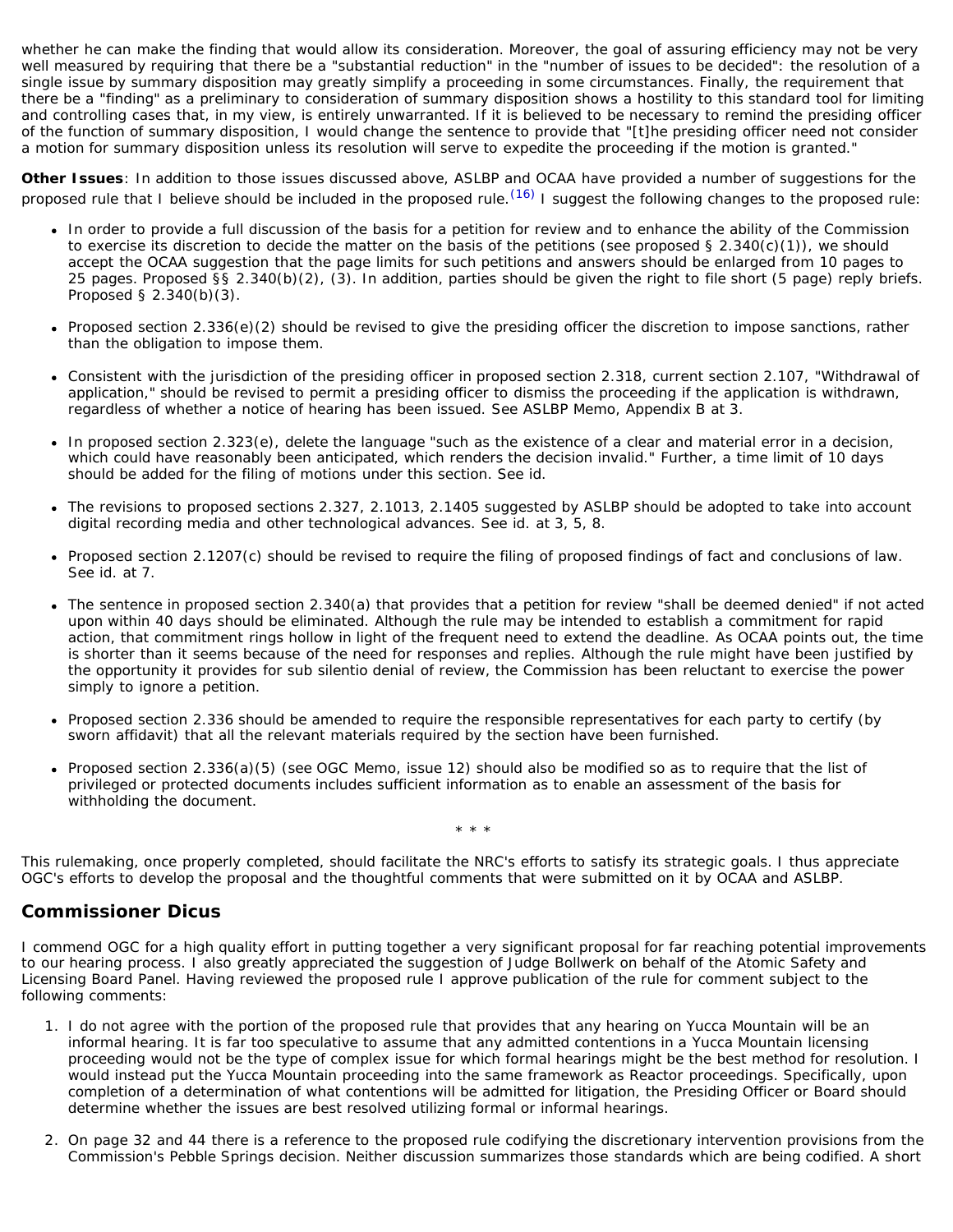whether he can make the finding that would allow its consideration. Moreover, the goal of assuring efficiency may not be very well measured by requiring that there be a "substantial reduction" in the "number of issues to be decided": the resolution of a single issue by summary disposition may greatly simplify a proceeding in some circumstances. Finally, the requirement that there be a "finding" as a preliminary to consideration of summary disposition shows a hostility to this standard tool for limiting and controlling cases that, in my view, is entirely unwarranted. If it is believed to be necessary to remind the presiding officer of the function of summary disposition, I would change the sentence to provide that "[t]he presiding officer need not consider a motion for summary disposition unless its resolution will serve to expedite the proceeding if the motion is granted."

**Other Issues**: In addition to those issues discussed above, ASLBP and OCAA have provided a number of suggestions for the proposed rule that I believe should be included in the proposed rule.[16] I suggest the following changes to the proposed rule:

- In order to provide a full discussion of the basis for a petition for review and to enhance the ability of the Commission to exercise its discretion to decide the matter on the basis of the petitions (see proposed § 2.340(c)(1)), we should accept the OCAA suggestion that the page limits for such petitions and answers should be enlarged from 10 pages to 25 pages. Proposed §§ 2.340(b)(2), (3). In addition, parties should be given the right to file short (5 page) reply briefs. Proposed § 2.340(b)(3).
- Proposed section 2.336(e)(2) should be revised to give the presiding officer the discretion to impose sanctions, rather than the obligation to impose them.
- Consistent with the jurisdiction of the presiding officer in proposed section 2.318, current section 2.107, "Withdrawal of application," should be revised to permit a presiding officer to dismiss the proceeding if the application is withdrawn, regardless of whether a notice of hearing has been issued. See ASLBP Memo, Appendix B at 3.
- In proposed section 2.323(e), delete the language "such as the existence of a clear and material error in a decision, which could have reasonably been anticipated, which renders the decision invalid." Further, a time limit of 10 days should be added for the filing of motions under this section. See id.
- The revisions to proposed sections 2.327, 2.1013, 2.1405 suggested by ASLBP should be adopted to take into account digital recording media and other technological advances. See id. at 3, 5, 8.
- Proposed section 2.1207(c) should be revised to require the filing of proposed findings of fact and conclusions of law. See id. at 7.
- The sentence in proposed section 2.340(a) that provides that a petition for review "shall be deemed denied" if not acted upon within 40 days should be eliminated. Although the rule may be intended to establish a commitment for rapid action, that commitment rings hollow in light of the frequent need to extend the deadline. As OCAA points out, the time is shorter than it seems because of the need for responses and replies. Although the rule might have been justified by the opportunity it provides for sub silentio denial of review, the Commission has been reluctant to exercise the power simply to ignore a petition.
- Proposed section 2.336 should be amended to require the responsible representatives for each party to certify (by sworn affidavit) that all the relevant materials required by the section have been furnished.
- Proposed section 2.336(a)(5) (see OGC Memo, issue 12) should also be modified so as to require that the list of privileged or protected documents includes sufficient information as to enable an assessment of the basis for withholding the document.

\* \* \*

This rulemaking, once properly completed, should facilitate the NRC's efforts to satisfy its strategic goals. I thus appreciate OGC's efforts to develop the proposal and the thoughtful comments that were submitted on it by OCAA and ASLBP.

## Commissioner Dicus

I commend OGC for a high quality effort in putting together a very significant proposal for far reaching potential improvements to our hearing process. I also greatly appreciated the suggestion of Judge Bollwerk on behalf of the Atomic Safety and Licensing Board Panel. Having reviewed the proposed rule I approve publication of the rule for comment subject to the following comments:

1. I do not agree with the portion of the proposed rule that provides that any hearing on Yucca Mountain will be an informal hearing. It is far too speculative to assume that any admitted contentions in a Yucca Mountain licensing proceeding would not be the type of complex issue for which formal hearings might be the best method for resolution. I would instead put the Yucca Mountain proceeding into the same framework as Reactor proceedings. Specifically, upon completion of a determination of what contentions will be admitted for litigation, the Presiding Officer or Board should determine whether the issues are best resolved utilizing formal or informal hearings.
2. On page 32 and 44 there is a reference to the proposed rule codifying the discretionary intervention provisions from the Commission's Pebble Springs decision. Neither discussion summarizes those standards which are being codified. A short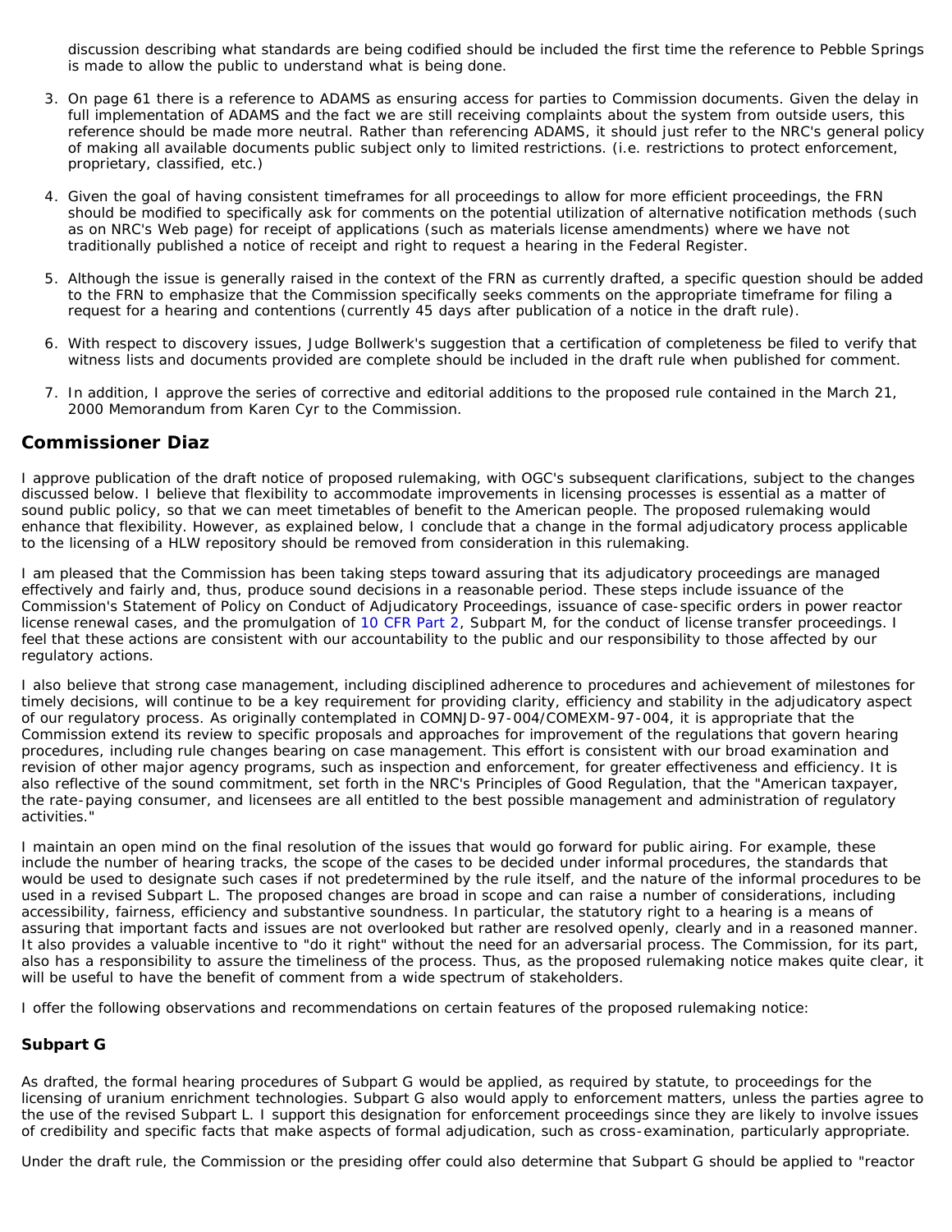discussion describing what standards are being codified should be included the first time the reference to Pebble Springs is made to allow the public to understand what is being done.

3. On page 61 there is a reference to ADAMS as ensuring access for parties to Commission documents. Given the delay in full implementation of ADAMS and the fact we are still receiving complaints about the system from outside users, this reference should be made more neutral. Rather than referencing ADAMS, it should just refer to the NRC's general policy of making all available documents public subject only to limited restrictions. (i.e. restrictions to protect enforcement, proprietary, classified, etc.)

4. Given the goal of having consistent timeframes for all proceedings to allow for more efficient proceedings, the FRN should be modified to specifically ask for comments on the potential utilization of alternative notification methods (such as on NRC's Web page) for receipt of applications (such as materials license amendments) where we have not traditionally published a notice of receipt and right to request a hearing in the Federal Register.

5. Although the issue is generally raised in the context of the FRN as currently drafted, a specific question should be added to the FRN to emphasize that the Commission specifically seeks comments on the appropriate timeframe for filing a request for a hearing and contentions (currently 45 days after publication of a notice in the draft rule).

6. With respect to discovery issues, Judge Bollwerk's suggestion that a certification of completeness be filed to verify that witness lists and documents provided are complete should be included in the draft rule when published for comment.

7. In addition, I approve the series of corrective and editorial additions to the proposed rule contained in the March 21, 2000 Memorandum from Karen Cyr to the Commission.

## Commissioner Diaz

I approve publication of the draft notice of proposed rulemaking, with OGC's subsequent clarifications, subject to the changes discussed below. I believe that flexibility to accommodate improvements in licensing processes is essential as a matter of sound public policy, so that we can meet timetables of benefit to the American people. The proposed rulemaking would enhance that flexibility. However, as explained below, I conclude that a change in the formal adjudicatory process applicable to the licensing of a HLW repository should be removed from consideration in this rulemaking.

I am pleased that the Commission has been taking steps toward assuring that its adjudicatory proceedings are managed effectively and fairly and, thus, produce sound decisions in a reasonable period. These steps include issuance of the Commission's Statement of Policy on Conduct of Adjudicatory Proceedings, issuance of case-specific orders in power reactor license renewal cases, and the promulgation of 10 CFR Part 2, Subpart M, for the conduct of license transfer proceedings. I feel that these actions are consistent with our accountability to the public and our responsibility to those affected by our regulatory actions.

I also believe that strong case management, including disciplined adherence to procedures and achievement of milestones for timely decisions, will continue to be a key requirement for providing clarity, efficiency and stability in the adjudicatory aspect of our regulatory process. As originally contemplated in COMNJD-97-004/COMEXM-97-004, it is appropriate that the Commission extend its review to specific proposals and approaches for improvement of the regulations that govern hearing procedures, including rule changes bearing on case management. This effort is consistent with our broad examination and revision of other major agency programs, such as inspection and enforcement, for greater effectiveness and efficiency. It is also reflective of the sound commitment, set forth in the NRC's Principles of Good Regulation, that the "American taxpayer, the rate-paying consumer, and licensees are all entitled to the best possible management and administration of regulatory activities."

I maintain an open mind on the final resolution of the issues that would go forward for public airing. For example, these include the number of hearing tracks, the scope of the cases to be decided under informal procedures, the standards that would be used to designate such cases if not predetermined by the rule itself, and the nature of the informal procedures to be used in a revised Subpart L. The proposed changes are broad in scope and can raise a number of considerations, including accessibility, fairness, efficiency and substantive soundness. In particular, the statutory right to a hearing is a means of assuring that important facts and issues are not overlooked but rather are resolved openly, clearly and in a reasoned manner. It also provides a valuable incentive to "do it right" without the need for an adversarial process. The Commission, for its part, also has a responsibility to assure the timeliness of the process. Thus, as the proposed rulemaking notice makes quite clear, it will be useful to have the benefit of comment from a wide spectrum of stakeholders.

I offer the following observations and recommendations on certain features of the proposed rulemaking notice:

### Subpart G

As drafted, the formal hearing procedures of Subpart G would be applied, as required by statute, to proceedings for the licensing of uranium enrichment technologies. Subpart G also would apply to enforcement matters, unless the parties agree to the use of the revised Subpart L. I support this designation for enforcement proceedings since they are likely to involve issues of credibility and specific facts that make aspects of formal adjudication, such as cross-examination, particularly appropriate.

Under the draft rule, the Commission or the presiding offer could also determine that Subpart G should be applied to "reactor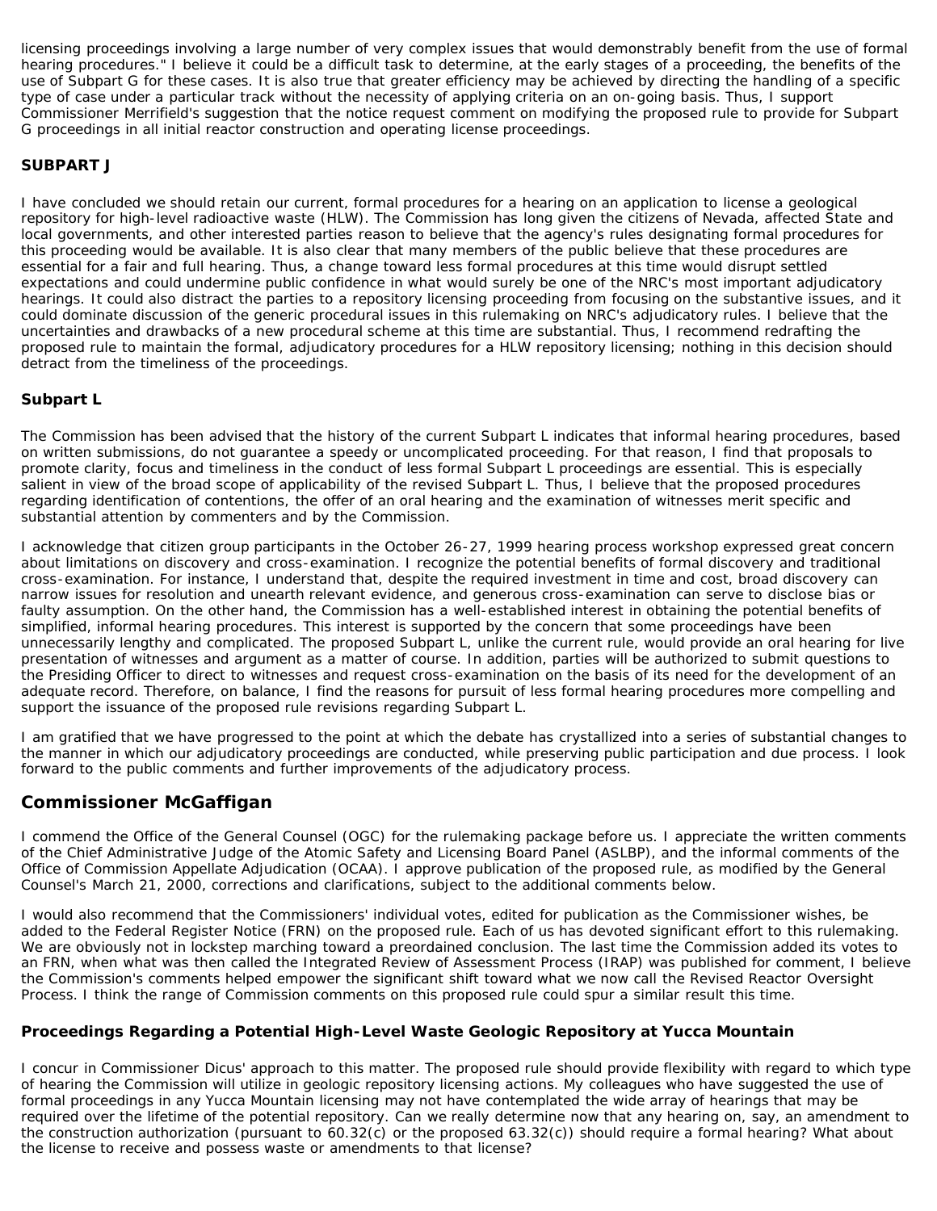licensing proceedings involving a large number of very complex issues that would demonstrably benefit from the use of formal hearing procedures." I believe it could be a difficult task to determine, at the early stages of a proceeding, the benefits of the use of Subpart G for these cases. It is also true that greater efficiency may be achieved by directing the handling of a specific type of case under a particular track without the necessity of applying criteria on an on-going basis. Thus, I support Commissioner Merrifield's suggestion that the notice request comment on modifying the proposed rule to provide for Subpart G proceedings in all initial reactor construction and operating license proceedings.

### SUBPART J

I have concluded we should retain our current, formal procedures for a hearing on an application to license a geological repository for high-level radioactive waste (HLW). The Commission has long given the citizens of Nevada, affected State and local governments, and other interested parties reason to believe that the agency's rules designating formal procedures for this proceeding would be available. It is also clear that many members of the public believe that these procedures are essential for a fair and full hearing. Thus, a change toward less formal procedures at this time would disrupt settled expectations and could undermine public confidence in what would surely be one of the NRC's most important adjudicatory hearings. It could also distract the parties to a repository licensing proceeding from focusing on the substantive issues, and it could dominate discussion of the generic procedural issues in this rulemaking on NRC's adjudicatory rules. I believe that the uncertainties and drawbacks of a new procedural scheme at this time are substantial. Thus, I recommend redrafting the proposed rule to maintain the formal, adjudicatory procedures for a HLW repository licensing; nothing in this decision should detract from the timeliness of the proceedings.

### Subpart L

The Commission has been advised that the history of the current Subpart L indicates that informal hearing procedures, based on written submissions, do not guarantee a speedy or uncomplicated proceeding. For that reason, I find that proposals to promote clarity, focus and timeliness in the conduct of less formal Subpart L proceedings are essential. This is especially salient in view of the broad scope of applicability of the revised Subpart L. Thus, I believe that the proposed procedures regarding identification of contentions, the offer of an oral hearing and the examination of witnesses merit specific and substantial attention by commenters and by the Commission.

I acknowledge that citizen group participants in the October 26-27, 1999 hearing process workshop expressed great concern about limitations on discovery and cross-examination. I recognize the potential benefits of formal discovery and traditional cross-examination. For instance, I understand that, despite the required investment in time and cost, broad discovery can narrow issues for resolution and unearth relevant evidence, and generous cross-examination can serve to disclose bias or faulty assumption. On the other hand, the Commission has a well-established interest in obtaining the potential benefits of simplified, informal hearing procedures. This interest is supported by the concern that some proceedings have been unnecessarily lengthy and complicated. The proposed Subpart L, unlike the current rule, would provide an oral hearing for live presentation of witnesses and argument as a matter of course. In addition, parties will be authorized to submit questions to the Presiding Officer to direct to witnesses and request cross-examination on the basis of its need for the development of an adequate record. Therefore, on balance, I find the reasons for pursuit of less formal hearing procedures more compelling and support the issuance of the proposed rule revisions regarding Subpart L.

I am gratified that we have progressed to the point at which the debate has crystallized into a series of substantial changes to the manner in which our adjudicatory proceedings are conducted, while preserving public participation and due process. I look forward to the public comments and further improvements of the adjudicatory process.

## Commissioner McGaffigan

I commend the Office of the General Counsel (OGC) for the rulemaking package before us. I appreciate the written comments of the Chief Administrative Judge of the Atomic Safety and Licensing Board Panel (ASLBP), and the informal comments of the Office of Commission Appellate Adjudication (OCAA). I approve publication of the proposed rule, as modified by the General Counsel's March 21, 2000, corrections and clarifications, subject to the additional comments below.

I would also recommend that the Commissioners' individual votes, edited for publication as the Commissioner wishes, be added to the Federal Register Notice (FRN) on the proposed rule. Each of us has devoted significant effort to this rulemaking. We are obviously not in lockstep marching toward a preordained conclusion. The last time the Commission added its votes to an FRN, when what was then called the Integrated Review of Assessment Process (IRAP) was published for comment, I believe the Commission's comments helped empower the significant shift toward what we now call the Revised Reactor Oversight Process. I think the range of Commission comments on this proposed rule could spur a similar result this time.

### Proceedings Regarding a Potential High-Level Waste Geologic Repository at Yucca Mountain

I concur in Commissioner Dicus' approach to this matter. The proposed rule should provide flexibility with regard to which type of hearing the Commission will utilize in geologic repository licensing actions. My colleagues who have suggested the use of formal proceedings in any Yucca Mountain licensing may not have contemplated the wide array of hearings that may be required over the lifetime of the potential repository. Can we really determine now that any hearing on, say, an amendment to the construction authorization (pursuant to 60.32(c) or the proposed 63.32(c)) should require a formal hearing? What about the license to receive and possess waste or amendments to that license?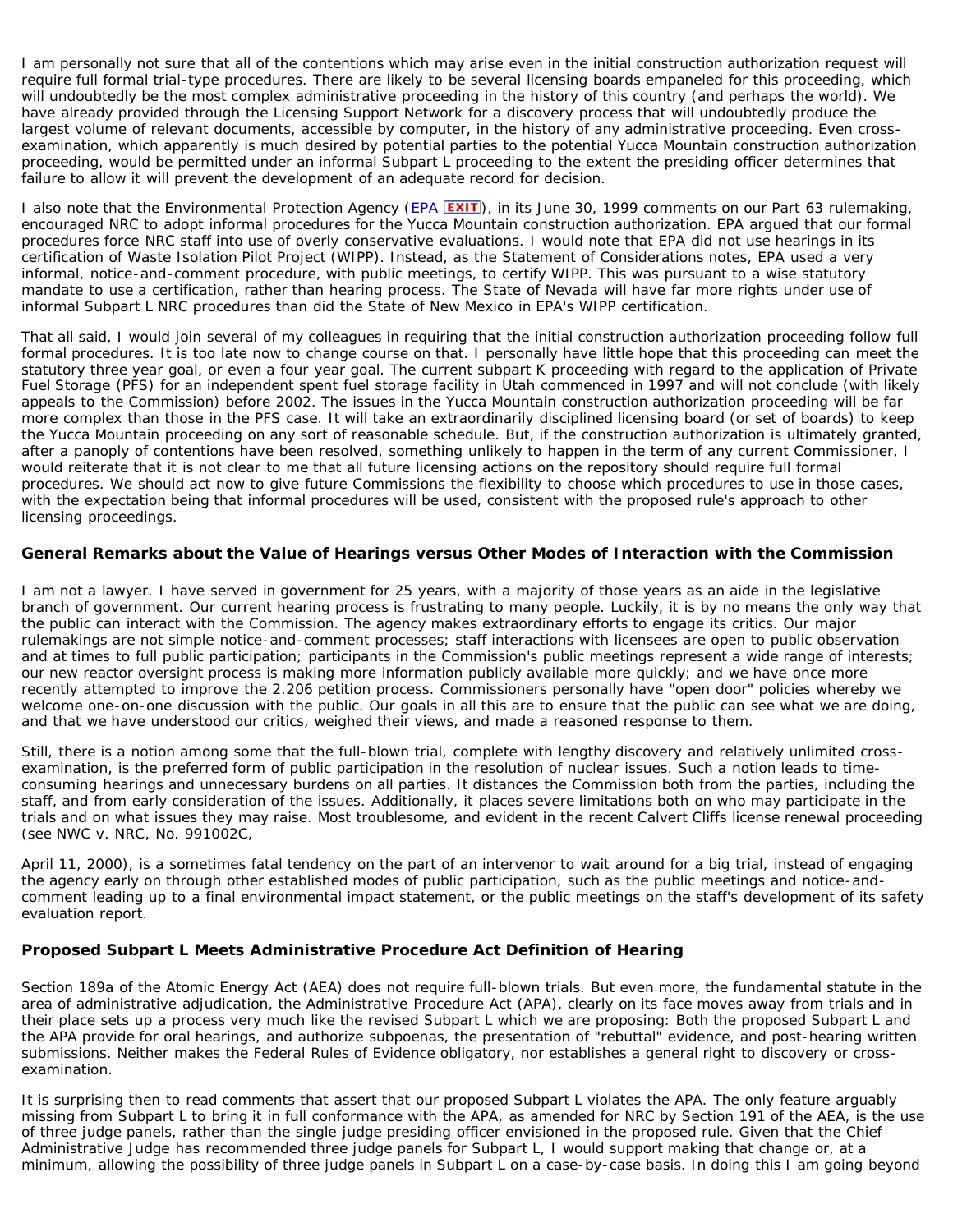I am personally not sure that all of the contentions which may arise even in the initial construction authorization request will require full formal trial-type procedures. There are likely to be several licensing boards empaneled for this proceeding, which will undoubtedly be the most complex administrative proceeding in the history of this country (and perhaps the world). We have already provided through the Licensing Support Network for a discovery process that will undoubtedly produce the largest volume of relevant documents, accessible by computer, in the history of any administrative proceeding. Even cross-examination, which apparently is much desired by potential parties to the potential Yucca Mountain construction authorization proceeding, would be permitted under an informal Subpart L proceeding to the extent the presiding officer determines that failure to allow it will prevent the development of an adequate record for decision.

I also note that the Environmental Protection Agency (EPA EXIT), in its June 30, 1999 comments on our Part 63 rulemaking, encouraged NRC to adopt informal procedures for the Yucca Mountain construction authorization. EPA argued that our formal procedures force NRC staff into use of overly conservative evaluations. I would note that EPA did not use hearings in its certification of Waste Isolation Pilot Project (WIPP). Instead, as the Statement of Considerations notes, EPA used a very informal, notice-and-comment procedure, with public meetings, to certify WIPP. This was pursuant to a wise statutory mandate to use a certification, rather than hearing process. The State of Nevada will have far more rights under use of informal Subpart L NRC procedures than did the State of New Mexico in EPA's WIPP certification.

That all said, I would join several of my colleagues in requiring that the initial construction authorization proceeding follow full formal procedures. It is too late now to change course on that. I personally have little hope that this proceeding can meet the statutory three year goal, or even a four year goal. The current subpart K proceeding with regard to the application of Private Fuel Storage (PFS) for an independent spent fuel storage facility in Utah commenced in 1997 and will not conclude (with likely appeals to the Commission) before 2002. The issues in the Yucca Mountain construction authorization proceeding will be far more complex than those in the PFS case. It will take an extraordinarily disciplined licensing board (or set of boards) to keep the Yucca Mountain proceeding on any sort of reasonable schedule. But, if the construction authorization is ultimately granted, after a panoply of contentions have been resolved, something unlikely to happen in the term of any current Commissioner, I would reiterate that it is not clear to me that all future licensing actions on the repository should require full formal procedures. We should act now to give future Commissions the flexibility to choose which procedures to use in those cases, with the expectation being that informal procedures will be used, consistent with the proposed rule's approach to other licensing proceedings.

### General Remarks about the Value of Hearings versus Other Modes of Interaction with the Commission

I am not a lawyer. I have served in government for 25 years, with a majority of those years as an aide in the legislative branch of government. Our current hearing process is frustrating to many people. Luckily, it is by no means the only way that the public can interact with the Commission. The agency makes extraordinary efforts to engage its critics. Our major rulemakings are not simple notice-and-comment processes; staff interactions with licensees are open to public observation and at times to full public participation; participants in the Commission's public meetings represent a wide range of interests; our new reactor oversight process is making more information publicly available more quickly; and we have once more recently attempted to improve the 2.206 petition process. Commissioners personally have "open door" policies whereby we welcome one-on-one discussion with the public. Our goals in all this are to ensure that the public can see what we are doing, and that we have understood our critics, weighed their views, and made a reasoned response to them.

Still, there is a notion among some that the full-blown trial, complete with lengthy discovery and relatively unlimited cross-examination, is the preferred form of public participation in the resolution of nuclear issues. Such a notion leads to time-consuming hearings and unnecessary burdens on all parties. It distances the Commission both from the parties, including the staff, and from early consideration of the issues. Additionally, it places severe limitations both on who may participate in the trials and on what issues they may raise. Most troublesome, and evident in the recent Calvert Cliffs license renewal proceeding (see NWC v. NRC, No. 991002C,

April 11, 2000), is a sometimes fatal tendency on the part of an intervenor to wait around for a big trial, instead of engaging the agency early on through other established modes of public participation, such as the public meetings and notice-and-comment leading up to a final environmental impact statement, or the public meetings on the staff's development of its safety evaluation report.

### Proposed Subpart L Meets Administrative Procedure Act Definition of Hearing

Section 189a of the Atomic Energy Act (AEA) does not require full-blown trials. But even more, the fundamental statute in the area of administrative adjudication, the Administrative Procedure Act (APA), clearly on its face moves away from trials and in their place sets up a process very much like the revised Subpart L which we are proposing: Both the proposed Subpart L and the APA provide for oral hearings, and authorize subpoenas, the presentation of "rebuttal" evidence, and post-hearing written submissions. Neither makes the Federal Rules of Evidence obligatory, nor establishes a general right to discovery or cross-examination.

It is surprising then to read comments that assert that our proposed Subpart L violates the APA. The only feature arguably missing from Subpart L to bring it in full conformance with the APA, as amended for NRC by Section 191 of the AEA, is the use of three judge panels, rather than the single judge presiding officer envisioned in the proposed rule. Given that the Chief Administrative Judge has recommended three judge panels for Subpart L, I would support making that change or, at a minimum, allowing the possibility of three judge panels in Subpart L on a case-by-case basis. In doing this I am going beyond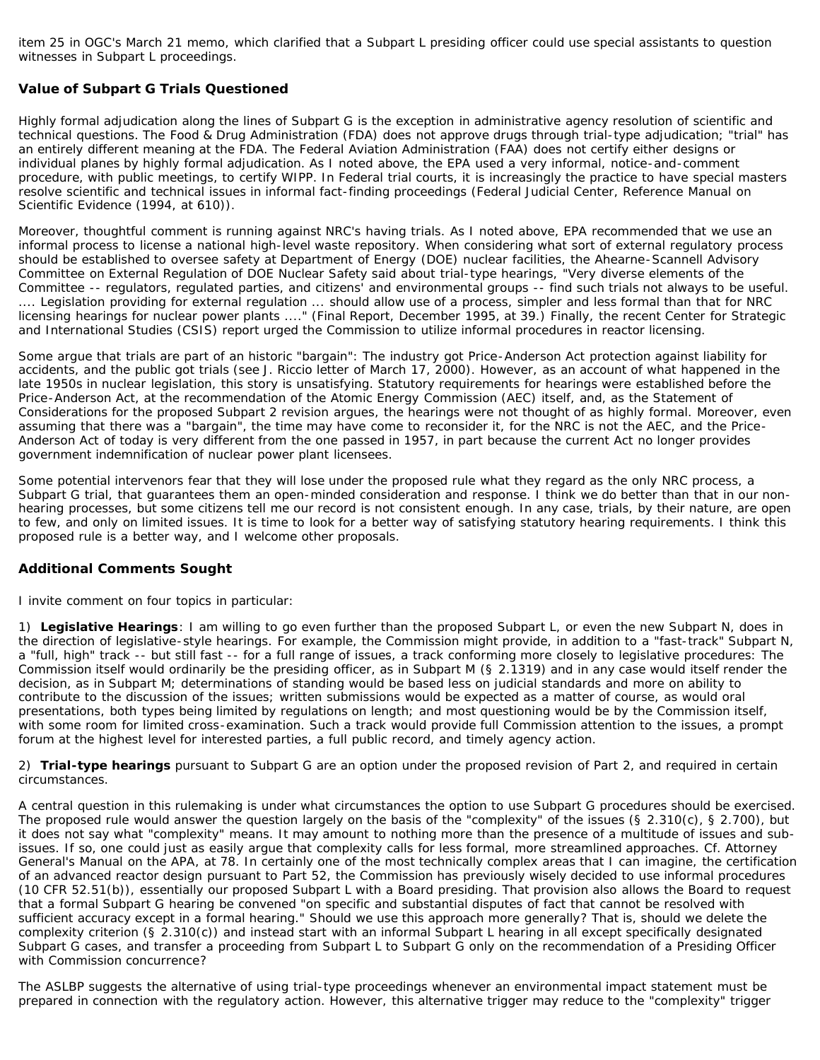item 25 in OGC's March 21 memo, which clarified that a Subpart L presiding officer could use special assistants to question witnesses in Subpart L proceedings.

### Value of Subpart G Trials Questioned

Highly formal adjudication along the lines of Subpart G is the exception in administrative agency resolution of scientific and technical questions. The Food & Drug Administration (FDA) does not approve drugs through trial-type adjudication; "trial" has an entirely different meaning at the FDA. The Federal Aviation Administration (FAA) does not certify either designs or individual planes by highly formal adjudication. As I noted above, the EPA used a very informal, notice-and-comment procedure, with public meetings, to certify WIPP. In Federal trial courts, it is increasingly the practice to have special masters resolve scientific and technical issues in informal fact-finding proceedings (Federal Judicial Center, Reference Manual on Scientific Evidence (1994, at 610)).

Moreover, thoughtful comment is running against NRC's having trials. As I noted above, EPA recommended that we use an informal process to license a national high-level waste repository. When considering what sort of external regulatory process should be established to oversee safety at Department of Energy (DOE) nuclear facilities, the Ahearne-Scannell Advisory Committee on External Regulation of DOE Nuclear Safety said about trial-type hearings, "Very diverse elements of the Committee -- regulators, regulated parties, and citizens' and environmental groups -- find such trials not always to be useful. .... Legislation providing for external regulation ... should allow use of a process, simpler and less formal than that for NRC licensing hearings for nuclear power plants ...." (Final Report, December 1995, at 39.) Finally, the recent Center for Strategic and International Studies (CSIS) report urged the Commission to utilize informal procedures in reactor licensing.

Some argue that trials are part of an historic "bargain": The industry got Price-Anderson Act protection against liability for accidents, and the public got trials (see J. Riccio letter of March 17, 2000). However, as an account of what happened in the late 1950s in nuclear legislation, this story is unsatisfying. Statutory requirements for hearings were established before the Price-Anderson Act, at the recommendation of the Atomic Energy Commission (AEC) itself, and, as the Statement of Considerations for the proposed Subpart 2 revision argues, the hearings were not thought of as highly formal. Moreover, even assuming that there was a "bargain", the time may have come to reconsider it, for the NRC is not the AEC, and the Price-Anderson Act of today is very different from the one passed in 1957, in part because the current Act no longer provides government indemnification of nuclear power plant licensees.

Some potential intervenors fear that they will lose under the proposed rule what they regard as the only NRC process, a Subpart G trial, that guarantees them an open-minded consideration and response. I think we do better than that in our non-hearing processes, but some citizens tell me our record is not consistent enough. In any case, trials, by their nature, are open to few, and only on limited issues. It is time to look for a better way of satisfying statutory hearing requirements. I think this proposed rule is a better way, and I welcome other proposals.

### Additional Comments Sought

I invite comment on four topics in particular:

1) **Legislative Hearings**: I am willing to go even further than the proposed Subpart L, or even the new Subpart N, does in the direction of legislative-style hearings. For example, the Commission might provide, in addition to a "fast-track" Subpart N, a "full, high" track -- but still fast -- for a full range of issues, a track conforming more closely to legislative procedures: The Commission itself would ordinarily be the presiding officer, as in Subpart M (§ 2.1319) and in any case would itself render the decision, as in Subpart M; determinations of standing would be based less on judicial standards and more on ability to contribute to the discussion of the issues; written submissions would be expected as a matter of course, as would oral presentations, both types being limited by regulations on length; and most questioning would be by the Commission itself, with some room for limited cross-examination. Such a track would provide full Commission attention to the issues, a prompt forum at the highest level for interested parties, a full public record, and timely agency action.

2) **Trial-type hearings** pursuant to Subpart G are an option under the proposed revision of Part 2, and required in certain circumstances.

A central question in this rulemaking is under what circumstances the option to use Subpart G procedures should be exercised. The proposed rule would answer the question largely on the basis of the "complexity" of the issues (§ 2.310(c), § 2.700), but it does not say what "complexity" means. It may amount to nothing more than the presence of a multitude of issues and sub-issues. If so, one could just as easily argue that complexity calls for less formal, more streamlined approaches. Cf. Attorney General's Manual on the APA, at 78. In certainly one of the most technically complex areas that I can imagine, the certification of an advanced reactor design pursuant to Part 52, the Commission has previously wisely decided to use informal procedures (10 CFR 52.51(b)), essentially our proposed Subpart L with a Board presiding. That provision also allows the Board to request that a formal Subpart G hearing be convened "on specific and substantial disputes of fact that cannot be resolved with sufficient accuracy except in a formal hearing." Should we use this approach more generally? That is, should we delete the complexity criterion (§ 2.310(c)) and instead start with an informal Subpart L hearing in all except specifically designated Subpart G cases, and transfer a proceeding from Subpart L to Subpart G only on the recommendation of a Presiding Officer with Commission concurrence?

The ASLBP suggests the alternative of using trial-type proceedings whenever an environmental impact statement must be prepared in connection with the regulatory action. However, this alternative trigger may reduce to the "complexity" trigger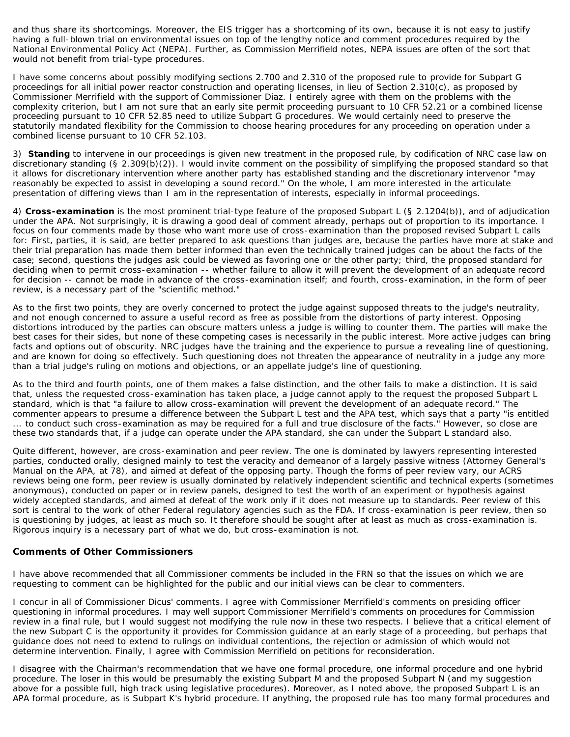and thus share its shortcomings. Moreover, the EIS trigger has a shortcoming of its own, because it is not easy to justify having a full-blown trial on environmental issues on top of the lengthy notice and comment procedures required by the National Environmental Policy Act (NEPA). Further, as Commission Merrifield notes, NEPA issues are often of the sort that would not benefit from trial-type procedures.

I have some concerns about possibly modifying sections 2.700 and 2.310 of the proposed rule to provide for Subpart G proceedings for all initial power reactor construction and operating licenses, in lieu of Section 2.310(c), as proposed by Commissioner Merrifield with the support of Commissioner Diaz. I entirely agree with them on the problems with the complexity criterion, but I am not sure that an early site permit proceeding pursuant to 10 CFR 52.21 or a combined license proceeding pursuant to 10 CFR 52.85 need to utilize Subpart G procedures. We would certainly need to preserve the statutorily mandated flexibility for the Commission to choose hearing procedures for any proceeding on operation under a combined license pursuant to 10 CFR 52.103.

3) **Standing** to intervene in our proceedings is given new treatment in the proposed rule, by codification of NRC case law on discretionary standing (§ 2.309(b)(2)). I would invite comment on the possibility of simplifying the proposed standard so that it allows for discretionary intervention where another party has established standing and the discretionary intervenor "may reasonably be expected to assist in developing a sound record." On the whole, I am more interested in the articulate presentation of differing views than I am in the representation of interests, especially in informal proceedings.

4) **Cross-examination** is the most prominent trial-type feature of the proposed Subpart L (§ 2.1204(b)), and of adjudication under the APA. Not surprisingly, it is drawing a good deal of comment already, perhaps out of proportion to its importance. I focus on four comments made by those who want more use of cross-examination than the proposed revised Subpart L calls for: First, parties, it is said, are better prepared to ask questions than judges are, because the parties have more at stake and their trial preparation has made them better informed than even the technically trained judges can be about the facts of the case; second, questions the judges ask could be viewed as favoring one or the other party; third, the proposed standard for deciding when to permit cross-examination -- whether failure to allow it will prevent the development of an adequate record for decision -- cannot be made in advance of the cross-examination itself; and fourth, cross-examination, in the form of peer review, is a necessary part of the "scientific method."

As to the first two points, they are overly concerned to protect the judge against supposed threats to the judge's neutrality, and not enough concerned to assure a useful record as free as possible from the distortions of party interest. Opposing distortions introduced by the parties can obscure matters unless a judge is willing to counter them. The parties will make the best cases for their sides, but none of these competing cases is necessarily in the public interest. More active judges can bring facts and options out of obscurity. NRC judges have the training and the experience to pursue a revealing line of questioning, and are known for doing so effectively. Such questioning does not threaten the appearance of neutrality in a judge any more than a trial judge's ruling on motions and objections, or an appellate judge's line of questioning.

As to the third and fourth points, one of them makes a false distinction, and the other fails to make a distinction. It is said that, unless the requested cross-examination has taken place, a judge cannot apply to the request the proposed Subpart L standard, which is that "a failure to allow cross-examination will prevent the development of an adequate record." The commenter appears to presume a difference between the Subpart L test and the APA test, which says that a party "is entitled ... to conduct such cross-examination as may be required for a full and true disclosure of the facts." However, so close are these two standards that, if a judge can operate under the APA standard, she can under the Subpart L standard also.

Quite different, however, are cross-examination and peer review. The one is dominated by lawyers representing interested parties, conducted orally, designed mainly to test the veracity and demeanor of a largely passive witness (Attorney General's Manual on the APA, at 78), and aimed at defeat of the opposing party. Though the forms of peer review vary, our ACRS reviews being one form, peer review is usually dominated by relatively independent scientific and technical experts (sometimes anonymous), conducted on paper or in review panels, designed to test the worth of an experiment or hypothesis against widely accepted standards, and aimed at defeat of the work only if it does not measure up to standards. Peer review of this sort is central to the work of other Federal regulatory agencies such as the FDA. If cross-examination is peer review, then so is questioning by judges, at least as much so. It therefore should be sought after at least as much as cross-examination is. Rigorous inquiry is a necessary part of what we do, but cross-examination is not.

## Comments of Other Commissioners

I have above recommended that all Commissioner comments be included in the FRN so that the issues on which we are requesting to comment can be highlighted for the public and our initial views can be clear to commenters.

I concur in all of Commissioner Dicus' comments. I agree with Commissioner Merrifield's comments on presiding officer questioning in informal procedures. I may well support Commissioner Merrifield's comments on procedures for Commission review in a final rule, but I would suggest not modifying the rule now in these two respects. I believe that a critical element of the new Subpart C is the opportunity it provides for Commission guidance at an early stage of a proceeding, but perhaps that guidance does not need to extend to rulings on individual contentions, the rejection or admission of which would not determine intervention. Finally, I agree with Commission Merrifield on petitions for reconsideration.

I disagree with the Chairman's recommendation that we have one formal procedure, one informal procedure and one hybrid procedure. The loser in this would be presumably the existing Subpart M and the proposed Subpart N (and my suggestion above for a possible full, high track using legislative procedures). Moreover, as I noted above, the proposed Subpart L is an APA formal procedure, as is Subpart K's hybrid procedure. If anything, the proposed rule has too many formal procedures and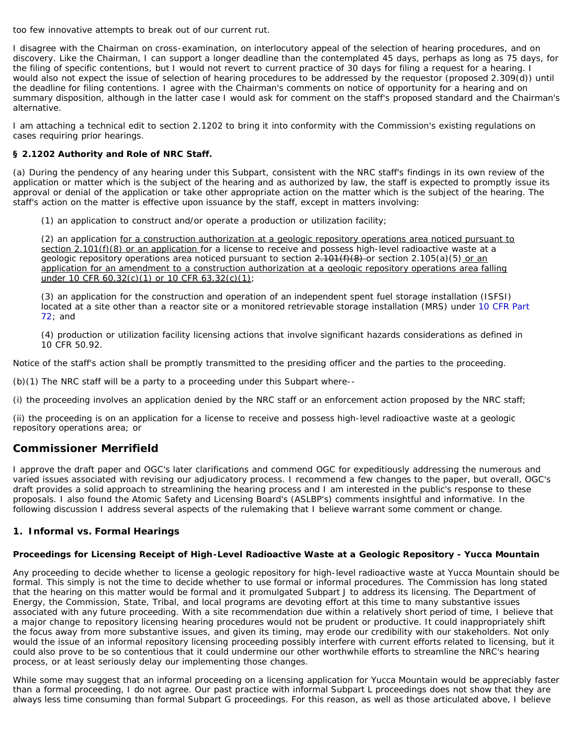too few innovative attempts to break out of our current rut.

I disagree with the Chairman on cross-examination, on interlocutory appeal of the selection of hearing procedures, and on discovery. Like the Chairman, I can support a longer deadline than the contemplated 45 days, perhaps as long as 75 days, for the filing of specific contentions, but I would not revert to current practice of 30 days for filing a request for a hearing. I would also not expect the issue of selection of hearing procedures to be addressed by the requestor (proposed 2.309(d)) until the deadline for filing contentions. I agree with the Chairman's comments on notice of opportunity for a hearing and on summary disposition, although in the latter case I would ask for comment on the staff's proposed standard and the Chairman's alternative.

I am attaching a technical edit to section 2.1202 to bring it into conformity with the Commission's existing regulations on cases requiring prior hearings.

**§ 2.1202 Authority and Role of NRC Staff.**

(a) During the pendency of any hearing under this Subpart, consistent with the NRC staff's findings in its own review of the application or matter which is the subject of the hearing and as authorized by law, the staff is expected to promptly issue its approval or denial of the application or take other appropriate action on the matter which is the subject of the hearing. The staff's action on the matter is effective upon issuance by the staff, except in matters involving:

> (1) an application to construct and/or operate a production or utilization facility;
>
> (2) an application <u>for a construction authorization at a geologic repository operations area noticed pursuant to section 2.101(f)(8) or an application </u>for a license to receive and possess high-level radioactive waste at a geologic repository operations area noticed pursuant to section ~~2.101(f)(8)~~ or section 2.105(a)(5)<u> or an application for an amendment to a construction authorization at a geologic repository operations area falling under 10 CFR 60.32(c)(1) or 10 CFR 63.32(c)(1)</u>;
>
> (3) an application for the construction and operation of an independent spent fuel storage installation (ISFSI) located at a site other than a reactor site or a monitored retrievable storage installation (MRS) under 10 CFR Part 72; and
>
> (4) production or utilization facility licensing actions that involve significant hazards considerations as defined in 10 CFR 50.92.

Notice of the staff's action shall be promptly transmitted to the presiding officer and the parties to the proceeding.

(b)(1) The NRC staff will be a party to a proceeding under this Subpart where--

(i) the proceeding involves an application denied by the NRC staff or an enforcement action proposed by the NRC staff;

(ii) the proceeding is on an application for a license to receive and possess high-level radioactive waste at a geologic repository operations area; or

## Commissioner Merrifield

I approve the draft paper and OGC's later clarifications and commend OGC for expeditiously addressing the numerous and varied issues associated with revising our adjudicatory process. I recommend a few changes to the paper, but overall, OGC's draft provides a solid approach to streamlining the hearing process and I am interested in the public's response to these proposals. I also found the Atomic Safety and Licensing Board's (ASLBP's) comments insightful and informative. In the following discussion I address several aspects of the rulemaking that I believe warrant some comment or change.

### 1. Informal vs. Formal Hearings

#### Proceedings for Licensing Receipt of High-Level Radioactive Waste at a Geologic Repository - Yucca Mountain

Any proceeding to decide whether to license a geologic repository for high-level radioactive waste at Yucca Mountain should be formal. This simply is not the time to decide whether to use formal or informal procedures. The Commission has long stated that the hearing on this matter would be formal and it promulgated Subpart J to address its licensing. The Department of Energy, the Commission, State, Tribal, and local programs are devoting effort at this time to many substantive issues associated with any future proceeding. With a site recommendation due within a relatively short period of time, I believe that a major change to repository licensing hearing procedures would not be prudent or productive. It could inappropriately shift the focus away from more substantive issues, and given its timing, may erode our credibility with our stakeholders. Not only would the issue of an informal repository licensing proceeding possibly interfere with current efforts related to licensing, but it could also prove to be so contentious that it could undermine our other worthwhile efforts to streamline the NRC's hearing process, or at least seriously delay our implementing those changes.

While some may suggest that an informal proceeding on a licensing application for Yucca Mountain would be appreciably faster than a formal proceeding, I do not agree. Our past practice with informal Subpart L proceedings does not show that they are always less time consuming than formal Subpart G proceedings. For this reason, as well as those articulated above, I believe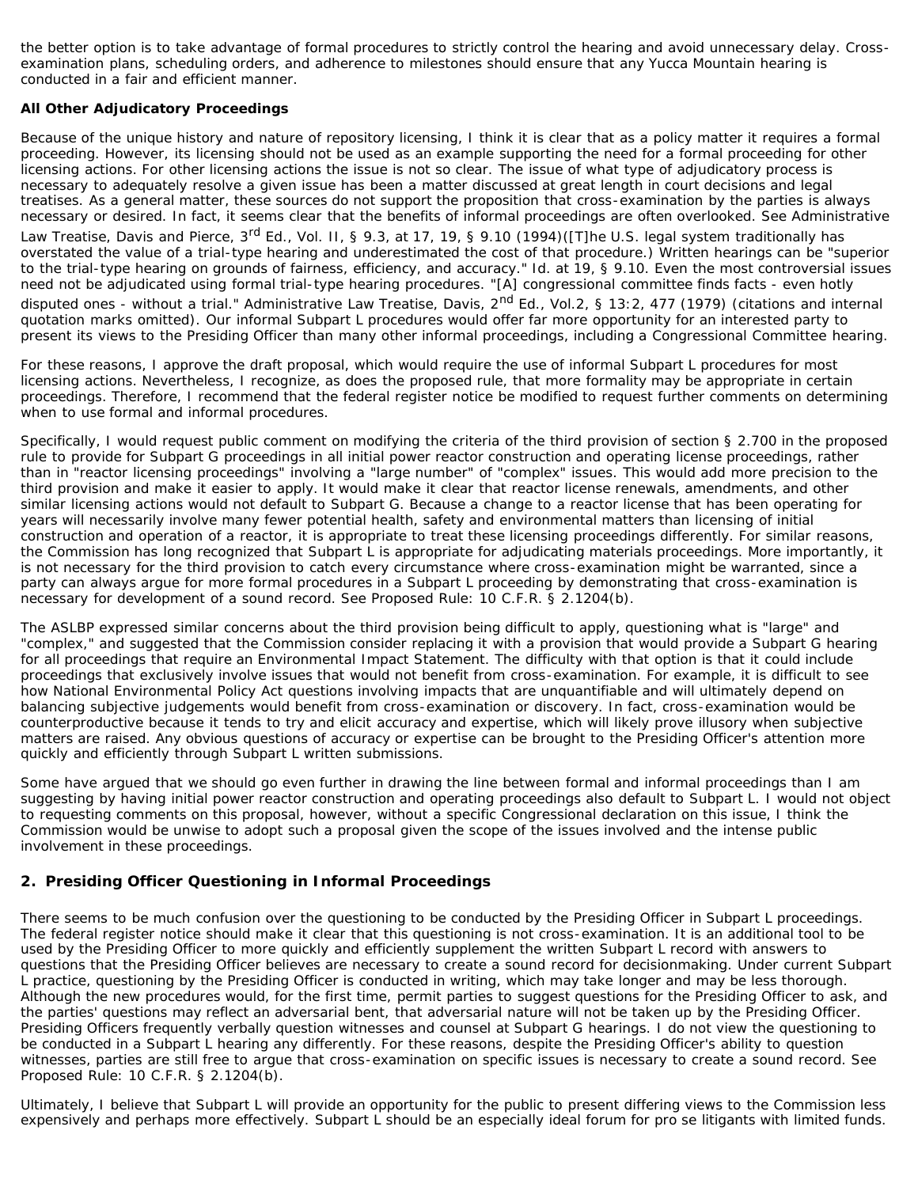the better option is to take advantage of formal procedures to strictly control the hearing and avoid unnecessary delay. Cross-examination plans, scheduling orders, and adherence to milestones should ensure that any Yucca Mountain hearing is conducted in a fair and efficient manner.

**All Other Adjudicatory Proceedings**

Because of the unique history and nature of repository licensing, I think it is clear that as a policy matter it requires a formal proceeding. However, its licensing should not be used as an example supporting the need for a formal proceeding for other licensing actions. For other licensing actions the issue is not so clear. The issue of what type of adjudicatory process is necessary to adequately resolve a given issue has been a matter discussed at great length in court decisions and legal treatises. As a general matter, these sources do not support the proposition that cross-examination by the parties is always necessary or desired. In fact, it seems clear that the benefits of informal proceedings are often overlooked. See Administrative Law Treatise, Davis and Pierce, 3rd Ed., Vol. II, § 9.3, at 17, 19, § 9.10 (1994)([T]he U.S. legal system traditionally has overstated the value of a trial-type hearing and underestimated the cost of that procedure.) Written hearings can be "superior to the trial-type hearing on grounds of fairness, efficiency, and accuracy." Id. at 19, § 9.10. Even the most controversial issues need not be adjudicated using formal trial-type hearing procedures. "[A] congressional committee finds facts - even hotly disputed ones - without a trial." Administrative Law Treatise, Davis, 2nd Ed., Vol.2, § 13:2, 477 (1979) (citations and internal quotation marks omitted). Our informal Subpart L procedures would offer far more opportunity for an interested party to present its views to the Presiding Officer than many other informal proceedings, including a Congressional Committee hearing.

For these reasons, I approve the draft proposal, which would require the use of informal Subpart L procedures for most licensing actions. Nevertheless, I recognize, as does the proposed rule, that more formality may be appropriate in certain proceedings. Therefore, I recommend that the federal register notice be modified to request further comments on determining when to use formal and informal procedures.

Specifically, I would request public comment on modifying the criteria of the third provision of section § 2.700 in the proposed rule to provide for Subpart G proceedings in all initial power reactor construction and operating license proceedings, rather than in "reactor licensing proceedings" involving a "large number" of "complex" issues. This would add more precision to the third provision and make it easier to apply. It would make it clear that reactor license renewals, amendments, and other similar licensing actions would not default to Subpart G. Because a change to a reactor license that has been operating for years will necessarily involve many fewer potential health, safety and environmental matters than licensing of initial construction and operation of a reactor, it is appropriate to treat these licensing proceedings differently. For similar reasons, the Commission has long recognized that Subpart L is appropriate for adjudicating materials proceedings. More importantly, it is not necessary for the third provision to catch every circumstance where cross-examination might be warranted, since a party can always argue for more formal procedures in a Subpart L proceeding by demonstrating that cross-examination is necessary for development of a sound record. See Proposed Rule: 10 C.F.R. § 2.1204(b).

The ASLBP expressed similar concerns about the third provision being difficult to apply, questioning what is "large" and "complex," and suggested that the Commission consider replacing it with a provision that would provide a Subpart G hearing for all proceedings that require an Environmental Impact Statement. The difficulty with that option is that it could include proceedings that exclusively involve issues that would not benefit from cross-examination. For example, it is difficult to see how National Environmental Policy Act questions involving impacts that are unquantifiable and will ultimately depend on balancing subjective judgements would benefit from cross-examination or discovery. In fact, cross-examination would be counterproductive because it tends to try and elicit accuracy and expertise, which will likely prove illusory when subjective matters are raised. Any obvious questions of accuracy or expertise can be brought to the Presiding Officer's attention more quickly and efficiently through Subpart L written submissions.

Some have argued that we should go even further in drawing the line between formal and informal proceedings than I am suggesting by having initial power reactor construction and operating proceedings also default to Subpart L. I would not object to requesting comments on this proposal, however, without a specific Congressional declaration on this issue, I think the Commission would be unwise to adopt such a proposal given the scope of the issues involved and the intense public involvement in these proceedings.

## 2. Presiding Officer Questioning in Informal Proceedings

There seems to be much confusion over the questioning to be conducted by the Presiding Officer in Subpart L proceedings. The federal register notice should make it clear that this questioning is not cross-examination. It is an additional tool to be used by the Presiding Officer to more quickly and efficiently supplement the written Subpart L record with answers to questions that the Presiding Officer believes are necessary to create a sound record for decisionmaking. Under current Subpart L practice, questioning by the Presiding Officer is conducted in writing, which may take longer and may be less thorough. Although the new procedures would, for the first time, permit parties to suggest questions for the Presiding Officer to ask, and the parties' questions may reflect an adversarial bent, that adversarial nature will not be taken up by the Presiding Officer. Presiding Officers frequently verbally question witnesses and counsel at Subpart G hearings. I do not view the questioning to be conducted in a Subpart L hearing any differently. For these reasons, despite the Presiding Officer's ability to question witnesses, parties are still free to argue that cross-examination on specific issues is necessary to create a sound record. See Proposed Rule: 10 C.F.R. § 2.1204(b).

Ultimately, I believe that Subpart L will provide an opportunity for the public to present differing views to the Commission less expensively and perhaps more effectively. Subpart L should be an especially ideal forum for pro se litigants with limited funds.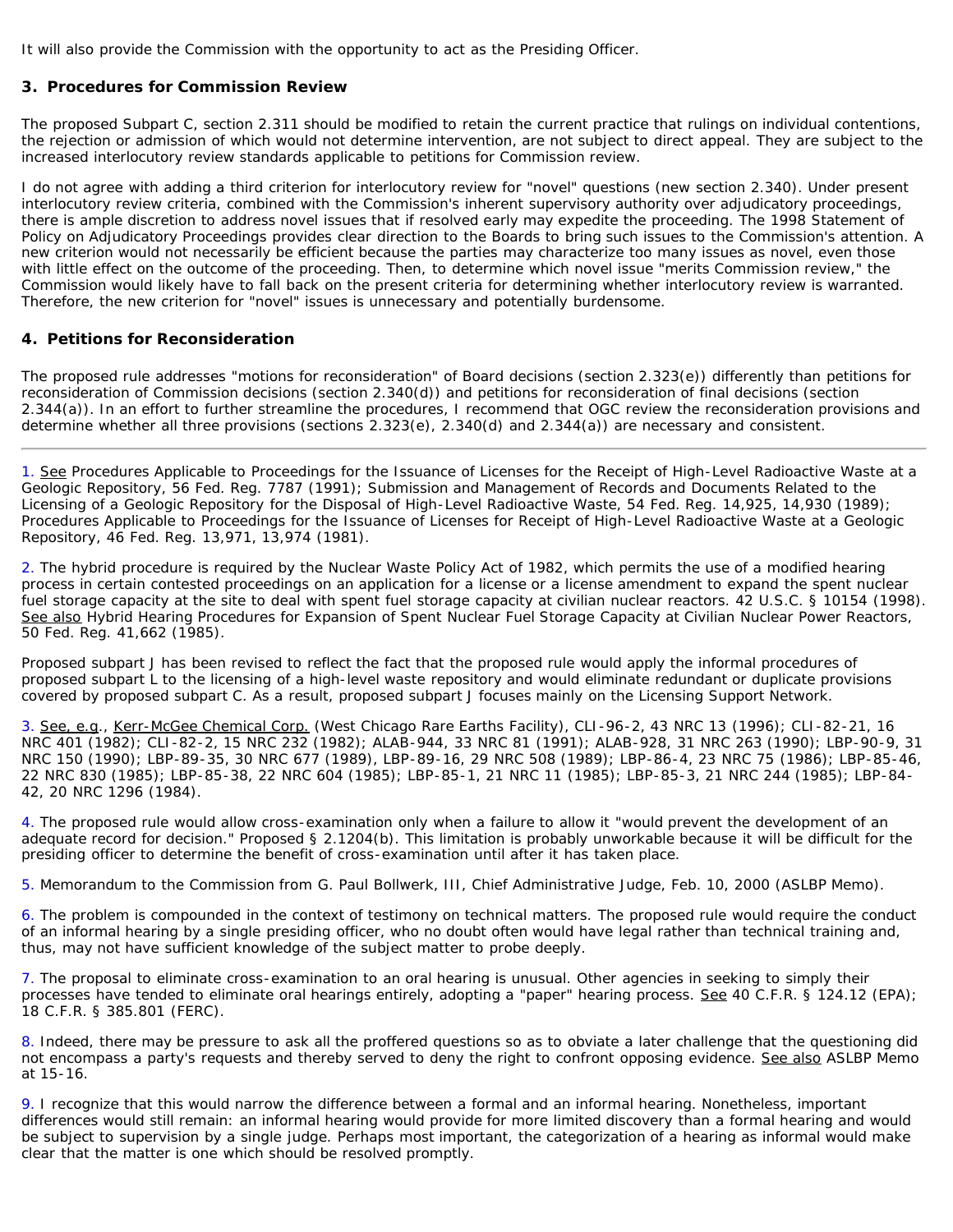It will also provide the Commission with the opportunity to act as the Presiding Officer.

### 3. Procedures for Commission Review

The proposed Subpart C, section 2.311 should be modified to retain the current practice that rulings on individual contentions, the rejection or admission of which would not determine intervention, are not subject to direct appeal. They are subject to the increased interlocutory review standards applicable to petitions for Commission review.

I do not agree with adding a third criterion for interlocutory review for "novel" questions (new section 2.340). Under present interlocutory review criteria, combined with the Commission's inherent supervisory authority over adjudicatory proceedings, there is ample discretion to address novel issues that if resolved early may expedite the proceeding. The 1998 Statement of Policy on Adjudicatory Proceedings provides clear direction to the Boards to bring such issues to the Commission's attention. A new criterion would not necessarily be efficient because the parties may characterize too many issues as novel, even those with little effect on the outcome of the proceeding. Then, to determine which novel issue "merits Commission review," the Commission would likely have to fall back on the present criteria for determining whether interlocutory review is warranted. Therefore, the new criterion for "novel" issues is unnecessary and potentially burdensome.

### 4. Petitions for Reconsideration

The proposed rule addresses "motions for reconsideration" of Board decisions (section 2.323(e)) differently than petitions for reconsideration of Commission decisions (section 2.340(d)) and petitions for reconsideration of final decisions (section 2.344(a)). In an effort to further streamline the procedures, I recommend that OGC review the reconsideration provisions and determine whether all three provisions (sections 2.323(e), 2.340(d) and 2.344(a)) are necessary and consistent.

---

1. See Procedures Applicable to Proceedings for the Issuance of Licenses for the Receipt of High-Level Radioactive Waste at a Geologic Repository, 56 Fed. Reg. 7787 (1991); Submission and Management of Records and Documents Related to the Licensing of a Geologic Repository for the Disposal of High-Level Radioactive Waste, 54 Fed. Reg. 14,925, 14,930 (1989); Procedures Applicable to Proceedings for the Issuance of Licenses for Receipt of High-Level Radioactive Waste at a Geologic Repository, 46 Fed. Reg. 13,971, 13,974 (1981).

2. The hybrid procedure is required by the Nuclear Waste Policy Act of 1982, which permits the use of a modified hearing process in certain contested proceedings on an application for a license or a license amendment to expand the spent nuclear fuel storage capacity at the site to deal with spent fuel storage capacity at civilian nuclear reactors. 42 U.S.C. § 10154 (1998). See also Hybrid Hearing Procedures for Expansion of Spent Nuclear Fuel Storage Capacity at Civilian Nuclear Power Reactors, 50 Fed. Reg. 41,662 (1985).

Proposed subpart J has been revised to reflect the fact that the proposed rule would apply the informal procedures of proposed subpart L to the licensing of a high-level waste repository and would eliminate redundant or duplicate provisions covered by proposed subpart C. As a result, proposed subpart J focuses mainly on the Licensing Support Network.

3. See, e.g., Kerr-McGee Chemical Corp. (West Chicago Rare Earths Facility), CLI-96-2, 43 NRC 13 (1996); CLI-82-21, 16 NRC 401 (1982); CLI-82-2, 15 NRC 232 (1982); ALAB-944, 33 NRC 81 (1991); ALAB-928, 31 NRC 263 (1990); LBP-90-9, 31 NRC 150 (1990); LBP-89-35, 30 NRC 677 (1989), LBP-89-16, 29 NRC 508 (1989); LBP-86-4, 23 NRC 75 (1986); LBP-85-46, 22 NRC 830 (1985); LBP-85-38, 22 NRC 604 (1985); LBP-85-1, 21 NRC 11 (1985); LBP-85-3, 21 NRC 244 (1985); LBP-84-42, 20 NRC 1296 (1984).

4. The proposed rule would allow cross-examination only when a failure to allow it "would prevent the development of an adequate record for decision." Proposed § 2.1204(b). This limitation is probably unworkable because it will be difficult for the presiding officer to determine the benefit of cross-examination until after it has taken place.

5. Memorandum to the Commission from G. Paul Bollwerk, III, Chief Administrative Judge, Feb. 10, 2000 (ASLBP Memo).

6. The problem is compounded in the context of testimony on technical matters. The proposed rule would require the conduct of an informal hearing by a single presiding officer, who no doubt often would have legal rather than technical training and, thus, may not have sufficient knowledge of the subject matter to probe deeply.

7. The proposal to eliminate cross-examination to an oral hearing is unusual. Other agencies in seeking to simply their processes have tended to eliminate oral hearings entirely, adopting a "paper" hearing process. See 40 C.F.R. § 124.12 (EPA); 18 C.F.R. § 385.801 (FERC).

8. Indeed, there may be pressure to ask all the proffered questions so as to obviate a later challenge that the questioning did not encompass a party's requests and thereby served to deny the right to confront opposing evidence. See also ASLBP Memo at 15-16.

9. I recognize that this would narrow the difference between a formal and an informal hearing. Nonetheless, important differences would still remain: an informal hearing would provide for more limited discovery than a formal hearing and would be subject to supervision by a single judge. Perhaps most important, the categorization of a hearing as informal would make clear that the matter is one which should be resolved promptly.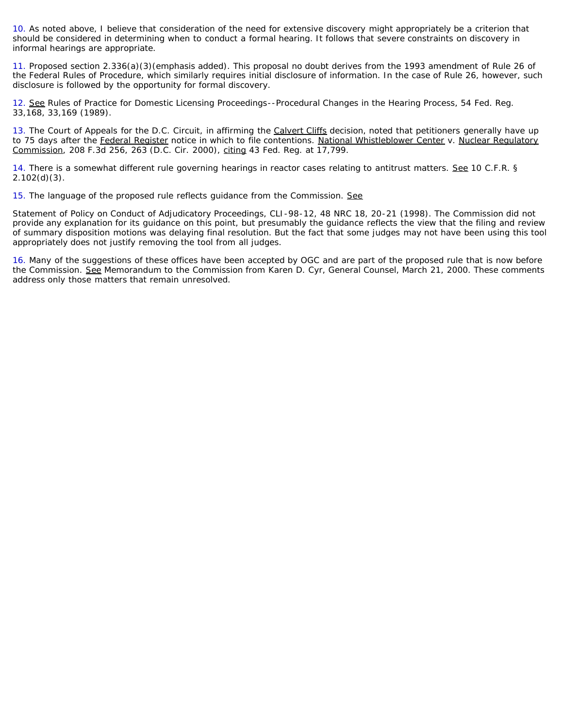10. As noted above, I believe that consideration of the need for extensive discovery might appropriately be a criterion that should be considered in determining when to conduct a formal hearing. It follows that severe constraints on discovery in informal hearings are appropriate.

11. Proposed section 2.336(a)(3)(emphasis added). This proposal no doubt derives from the 1993 amendment of Rule 26 of the Federal Rules of Procedure, which similarly requires initial disclosure of information. In the case of Rule 26, however, such disclosure is followed by the opportunity for formal discovery.

12. See Rules of Practice for Domestic Licensing Proceedings--Procedural Changes in the Hearing Process, 54 Fed. Reg. 33,168, 33,169 (1989).

13. The Court of Appeals for the D.C. Circuit, in affirming the Calvert Cliffs decision, noted that petitioners generally have up to 75 days after the Federal Register notice in which to file contentions. National Whistleblower Center v. Nuclear Regulatory Commission, 208 F.3d 256, 263 (D.C. Cir. 2000), citing 43 Fed. Reg. at 17,799.

14. There is a somewhat different rule governing hearings in reactor cases relating to antitrust matters. See 10 C.F.R. § 2.102(d)(3).

15. The language of the proposed rule reflects guidance from the Commission. See

Statement of Policy on Conduct of Adjudicatory Proceedings, CLI-98-12, 48 NRC 18, 20-21 (1998). The Commission did not provide any explanation for its guidance on this point, but presumably the guidance reflects the view that the filing and review of summary disposition motions was delaying final resolution. But the fact that some judges may not have been using this tool appropriately does not justify removing the tool from all judges.

16. Many of the suggestions of these offices have been accepted by OGC and are part of the proposed rule that is now before the Commission. See Memorandum to the Commission from Karen D. Cyr, General Counsel, March 21, 2000. These comments address only those matters that remain unresolved.